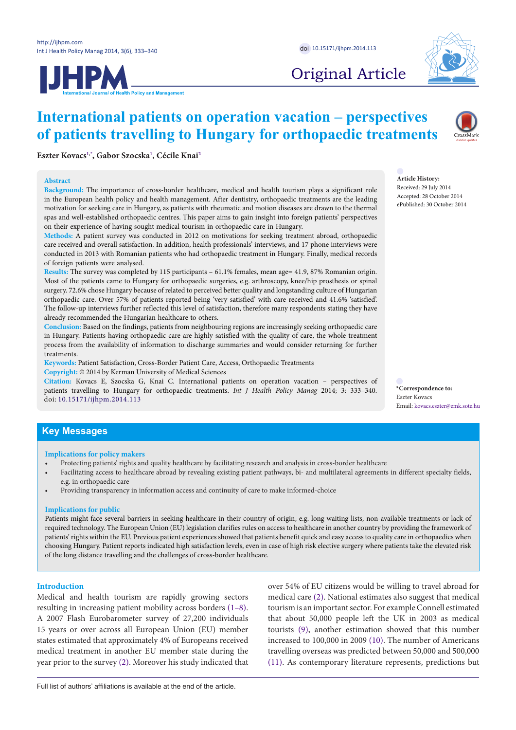Original Article

# International patients on operation vacation – perspectives of patients travelling to Hungary for orthopaedic treatments

**Eszter Kovacs[1,*], Gabor Szocska[1], Cécile Knai[2]**

## Abstract

**Background:** The importance of cross-border healthcare, medical and health tourism plays a significant role in the European health policy and health management. After dentistry, orthopaedic treatments are the leading motivation for seeking care in Hungary, as patients with rheumatic and motion diseases are drawn to the thermal spas and well-established orthopaedic centres. This paper aims to gain insight into foreign patients' perspectives on their experience of having sought medical tourism in orthopaedic care in Hungary.

**Methods:** A patient survey was conducted in 2012 on motivations for seeking treatment abroad, orthopaedic care received and overall satisfaction. In addition, health professionals' interviews, and 17 phone interviews were conducted in 2013 with Romanian patients who had orthopaedic treatment in Hungary. Finally, medical records of foreign patients were analysed.

**Results:** The survey was completed by 115 participants – 61.1% females, mean age= 41.9, 87% Romanian origin. Most of the patients came to Hungary for orthopaedic surgeries, e.g. arthroscopy, knee/hip prosthesis or spinal surgery. 72.6% chose Hungary because of related to perceived better quality and longstanding culture of Hungarian orthopaedic care. Over 57% of patients reported being 'very satisfied' with care received and 41.6% 'satisfied'. The follow-up interviews further reflected this level of satisfaction, therefore many respondents stating they have already recommended the Hungarian healthcare to others.

**Conclusion:** Based on the findings, patients from neighbouring regions are increasingly seeking orthopaedic care in Hungary. Patients having orthopaedic care are highly satisfied with the quality of care, the whole treatment process from the availability of information to discharge summaries and would consider returning for further treatments.

**Keywords:** Patient Satisfaction, Cross-Border Patient Care, Access, Orthopaedic Treatments

**Copyright:** © 2014 by Kerman University of Medical Sciences

**Citation:** Kovacs E, Szocska G, Knai C. International patients on operation vacation – perspectives of patients travelling to Hungary for orthopaedic treatments. *Int J Health Policy Manag* 2014; 3: 333–340. doi: 10.15171/ijhpm.2014.113

**Article History:**
Received: 29 July 2014
Accepted: 28 October 2014
ePublished: 30 October 2014

***Correspondence to:**
Eszter Kovacs
Email: kovacs.eszter@emk.sote.hu

## Key Messages

### Implications for policy makers

- Protecting patients' rights and quality healthcare by facilitating research and analysis in cross-border healthcare
- Facilitating access to healthcare abroad by revealing existing patient pathways, bi- and multilateral agreements in different specialty fields, e.g. in orthopaedic care
- Providing transparency in information access and continuity of care to make informed-choice

### Implications for public

Patients might face several barriers in seeking healthcare in their country of origin, e.g. long waiting lists, non-available treatments or lack of required technology. The European Union (EU) legislation clarifies rules on access to healthcare in another country by providing the framework of patients' rights within the EU. Previous patient experiences showed that patients benefit quick and easy access to quality care in orthopaedics when choosing Hungary. Patient reports indicated high satisfaction levels, even in case of high risk elective surgery where patients take the elevated risk of the long distance travelling and the challenges of cross-border healthcare.

## Introduction

Medical and health tourism are rapidly growing sectors resulting in increasing patient mobility across borders (1–8). A 2007 Flash Eurobarometer survey of 27,200 individuals 15 years or over across all European Union (EU) member states estimated that approximately 4% of Europeans received medical treatment in another EU member state during the year prior to the survey (2). Moreover his study indicated that over 54% of EU citizens would be willing to travel abroad for medical care (2). National estimates also suggest that medical tourism is an important sector. For example Connell estimated that about 50,000 people left the UK in 2003 as medical tourists (9), another estimation showed that this number increased to 100,000 in 2009 (10). The number of Americans travelling overseas was predicted between 50,000 and 500,000 (11). As contemporary literature represents, predictions but

Full list of authors' affiliations is available at the end of the article.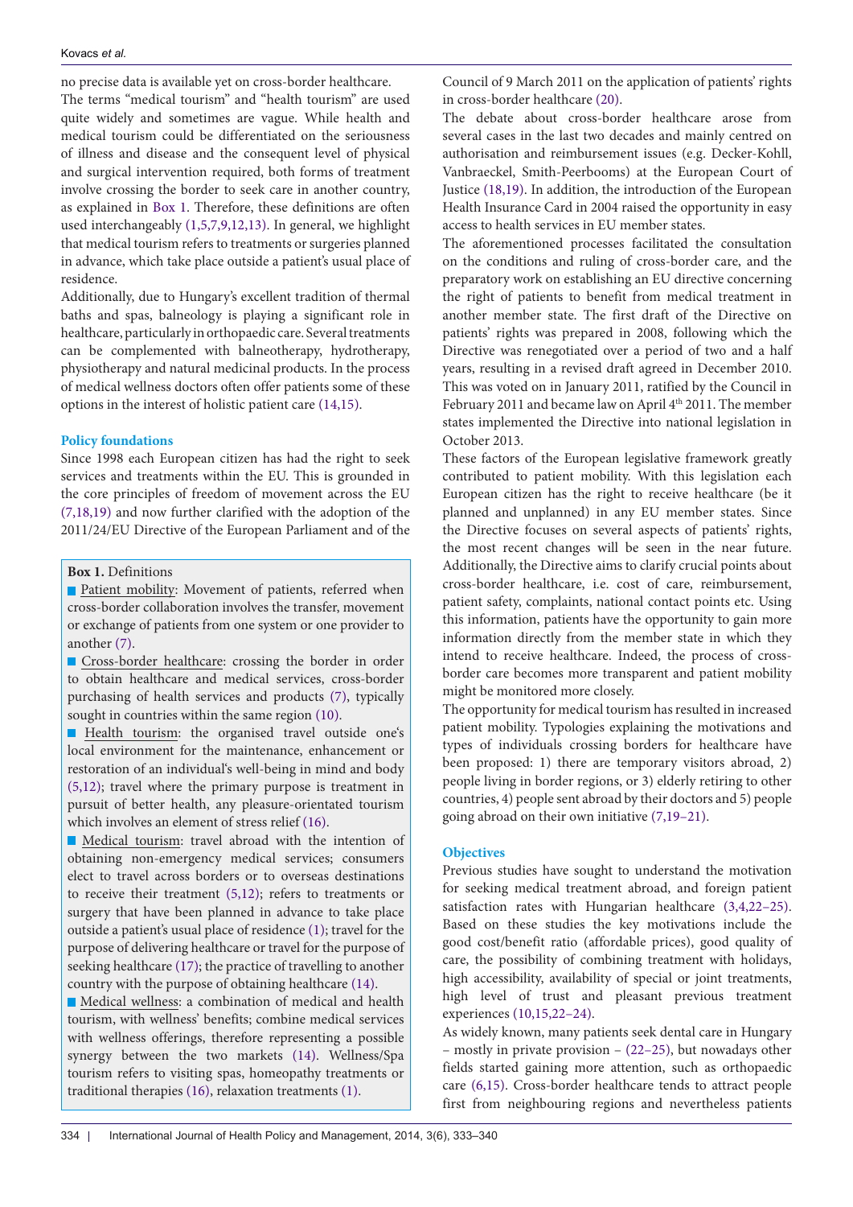no precise data is available yet on cross-border healthcare.

The terms "medical tourism" and "health tourism" are used quite widely and sometimes are vague. While health and medical tourism could be differentiated on the seriousness of illness and disease and the consequent level of physical and surgical intervention required, both forms of treatment involve crossing the border to seek care in another country, as explained in Box 1. Therefore, these definitions are often used interchangeably (1,5,7,9,12,13). In general, we highlight that medical tourism refers to treatments or surgeries planned in advance, which take place outside a patient's usual place of residence.

Additionally, due to Hungary's excellent tradition of thermal baths and spas, balneology is playing a significant role in healthcare, particularly in orthopaedic care. Several treatments can be complemented with balneotherapy, hydrotherapy, physiotherapy and natural medicinal products. In the process of medical wellness doctors often offer patients some of these options in the interest of holistic patient care (14,15).

## Policy foundations

Since 1998 each European citizen has had the right to seek services and treatments within the EU. This is grounded in the core principles of freedom of movement across the EU (7,18,19) and now further clarified with the adoption of the 2011/24/EU Directive of the European Parliament and of the Council of 9 March 2011 on the application of patients' rights in cross-border healthcare (20).

> **Box 1.** Definitions
>
> - Patient mobility: Movement of patients, referred when cross-border collaboration involves the transfer, movement or exchange of patients from one system or one provider to another (7).
> - Cross-border healthcare: crossing the border in order to obtain healthcare and medical services, cross-border purchasing of health services and products (7), typically sought in countries within the same region (10).
> - Health tourism: the organised travel outside one's local environment for the maintenance, enhancement or restoration of an individual's well-being in mind and body (5,12); travel where the primary purpose is treatment in pursuit of better health, any pleasure-orientated tourism which involves an element of stress relief (16).
> - Medical tourism: travel abroad with the intention of obtaining non-emergency medical services; consumers elect to travel across borders or to overseas destinations to receive their treatment (5,12); refers to treatments or surgery that have been planned in advance to take place outside a patient's usual place of residence (1); travel for the purpose of delivering healthcare or travel for the purpose of seeking healthcare (17); the practice of travelling to another country with the purpose of obtaining healthcare (14).
> - Medical wellness: a combination of medical and health tourism, with wellness' benefits; combine medical services with wellness offerings, therefore representing a possible synergy between the two markets (14). Wellness/Spa tourism refers to visiting spas, homeopathy treatments or traditional therapies (16), relaxation treatments (1).

The debate about cross-border healthcare arose from several cases in the last two decades and mainly centred on authorisation and reimbursement issues (e.g. Decker-Kohll, Vanbraeckel, Smith-Peerbooms) at the European Court of Justice (18,19). In addition, the introduction of the European Health Insurance Card in 2004 raised the opportunity in easy access to health services in EU member states.

The aforementioned processes facilitated the consultation on the conditions and ruling of cross-border care, and the preparatory work on establishing an EU directive concerning the right of patients to benefit from medical treatment in another member state. The first draft of the Directive on patients' rights was prepared in 2008, following which the Directive was renegotiated over a period of two and a half years, resulting in a revised draft agreed in December 2010. This was voted on in January 2011, ratified by the Council in February 2011 and became law on April 4th 2011. The member states implemented the Directive into national legislation in October 2013.

These factors of the European legislative framework greatly contributed to patient mobility. With this legislation each European citizen has the right to receive healthcare (be it planned and unplanned) in any EU member states. Since the Directive focuses on several aspects of patients' rights, the most recent changes will be seen in the near future. Additionally, the Directive aims to clarify crucial points about cross-border healthcare, i.e. cost of care, reimbursement, patient safety, complaints, national contact points etc. Using this information, patients have the opportunity to gain more information directly from the member state in which they intend to receive healthcare. Indeed, the process of cross-border care becomes more transparent and patient mobility might be monitored more closely.

The opportunity for medical tourism has resulted in increased patient mobility. Typologies explaining the motivations and types of individuals crossing borders for healthcare have been proposed: 1) there are temporary visitors abroad, 2) people living in border regions, or 3) elderly retiring to other countries, 4) people sent abroad by their doctors and 5) people going abroad on their own initiative (7,19–21).

## Objectives

Previous studies have sought to understand the motivation for seeking medical treatment abroad, and foreign patient satisfaction rates with Hungarian healthcare (3,4,22–25). Based on these studies the key motivations include the good cost/benefit ratio (affordable prices), good quality of care, the possibility of combining treatment with holidays, high accessibility, availability of special or joint treatments, high level of trust and pleasant previous treatment experiences (10,15,22–24).

As widely known, many patients seek dental care in Hungary – mostly in private provision – (22–25), but nowadays other fields started gaining more attention, such as orthopaedic care (6,15). Cross-border healthcare tends to attract people first from neighbouring regions and nevertheless patients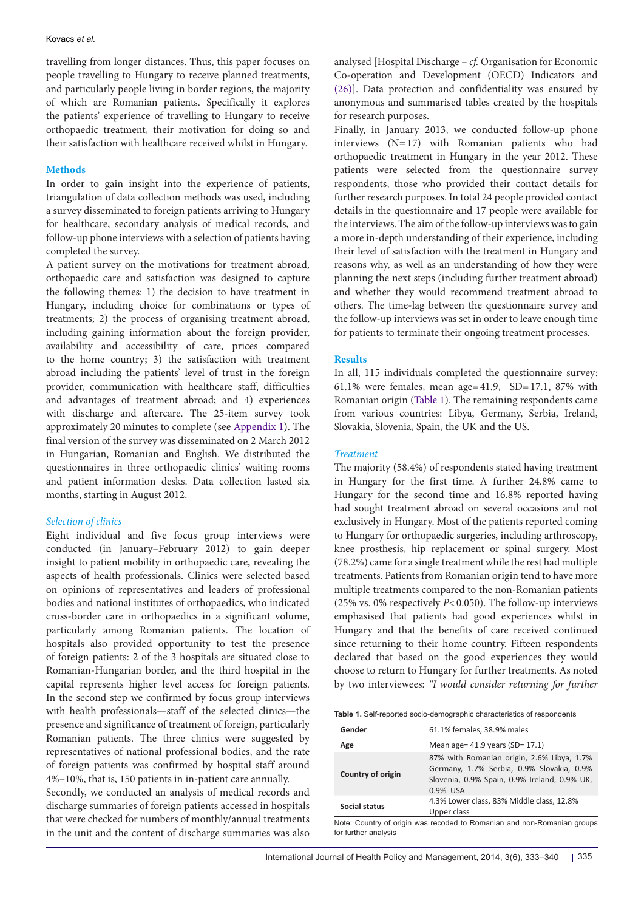travelling from longer distances. Thus, this paper focuses on people travelling to Hungary to receive planned treatments, and particularly people living in border regions, the majority of which are Romanian patients. Specifically it explores the patients' experience of travelling to Hungary to receive orthopaedic treatment, their motivation for doing so and their satisfaction with healthcare received whilst in Hungary.

## Methods

In order to gain insight into the experience of patients, triangulation of data collection methods was used, including a survey disseminated to foreign patients arriving to Hungary for healthcare, secondary analysis of medical records, and follow-up phone interviews with a selection of patients having completed the survey.

A patient survey on the motivations for treatment abroad, orthopaedic care and satisfaction was designed to capture the following themes: 1) the decision to have treatment in Hungary, including choice for combinations or types of treatments; 2) the process of organising treatment abroad, including gaining information about the foreign provider, availability and accessibility of care, prices compared to the home country; 3) the satisfaction with treatment abroad including the patients' level of trust in the foreign provider, communication with healthcare staff, difficulties and advantages of treatment abroad; and 4) experiences with discharge and aftercare. The 25-item survey took approximately 20 minutes to complete (see Appendix 1). The final version of the survey was disseminated on 2 March 2012 in Hungarian, Romanian and English. We distributed the questionnaires in three orthopaedic clinics' waiting rooms and patient information desks. Data collection lasted six months, starting in August 2012.

### *Selection of clinics*

Eight individual and five focus group interviews were conducted (in January–February 2012) to gain deeper insight to patient mobility in orthopaedic care, revealing the aspects of health professionals. Clinics were selected based on opinions of representatives and leaders of professional bodies and national institutes of orthopaedics, who indicated cross-border care in orthopaedics in a significant volume, particularly among Romanian patients. The location of hospitals also provided opportunity to test the presence of foreign patients: 2 of the 3 hospitals are situated close to Romanian-Hungarian border, and the third hospital in the capital represents higher level access for foreign patients. In the second step we confirmed by focus group interviews with health professionals—staff of the selected clinics—the presence and significance of treatment of foreign, particularly Romanian patients. The three clinics were suggested by representatives of national professional bodies, and the rate of foreign patients was confirmed by hospital staff around 4%–10%, that is, 150 patients in in-patient care annually.

Secondly, we conducted an analysis of medical records and discharge summaries of foreign patients accessed in hospitals that were checked for numbers of monthly/annual treatments in the unit and the content of discharge summaries was also analysed [Hospital Discharge – *cf.* Organisation for Economic Co-operation and Development (OECD) Indicators and (26)]. Data protection and confidentiality was ensured by anonymous and summarised tables created by the hospitals for research purposes.

Finally, in January 2013, we conducted follow-up phone interviews (N=17) with Romanian patients who had orthopaedic treatment in Hungary in the year 2012. These patients were selected from the questionnaire survey respondents, those who provided their contact details for further research purposes. In total 24 people provided contact details in the questionnaire and 17 people were available for the interviews. The aim of the follow-up interviews was to gain a more in-depth understanding of their experience, including their level of satisfaction with the treatment in Hungary and reasons why, as well as an understanding of how they were planning the next steps (including further treatment abroad) and whether they would recommend treatment abroad to others. The time-lag between the questionnaire survey and the follow-up interviews was set in order to leave enough time for patients to terminate their ongoing treatment processes.

## Results

In all, 115 individuals completed the questionnaire survey: 61.1% were females, mean age=41.9, SD=17.1, 87% with Romanian origin (Table 1). The remaining respondents came from various countries: Libya, Germany, Serbia, Ireland, Slovakia, Slovenia, Spain, the UK and the US.

### *Treatment*

The majority (58.4%) of respondents stated having treatment in Hungary for the first time. A further 24.8% came to Hungary for the second time and 16.8% reported having had sought treatment abroad on several occasions and not exclusively in Hungary. Most of the patients reported coming to Hungary for orthopaedic surgeries, including arthroscopy, knee prosthesis, hip replacement or spinal surgery. Most (78.2%) came for a single treatment while the rest had multiple treatments. Patients from Romanian origin tend to have more multiple treatments compared to the non-Romanian patients (25% vs. 0% respectively $P<0.050$). The follow-up interviews emphasised that patients had good experiences whilst in Hungary and that the benefits of care received continued since returning to their home country. Fifteen respondents declared that based on the good experiences they would choose to return to Hungary for further treatments. As noted by two interviewees: *"I would consider returning for further*

**Table 1.** Self-reported socio-demographic characteristics of respondents

| | |
|---|---|
| **Gender** | 61.1% females, 38.9% males |
| **Age** | Mean age= 41.9 years (SD= 17.1) |
| **Country of origin** | 87% with Romanian origin, 2.6% Libya, 1.7% Germany, 1.7% Serbia, 0.9% Slovakia, 0.9% Slovenia, 0.9% Spain, 0.9% Ireland, 0.9% UK, 0.9% USA |
| **Social status** | 4.3% Lower class, 83% Middle class, 12.8% Upper class |

Note: Country of origin was recoded to Romanian and non-Romanian groups for further analysis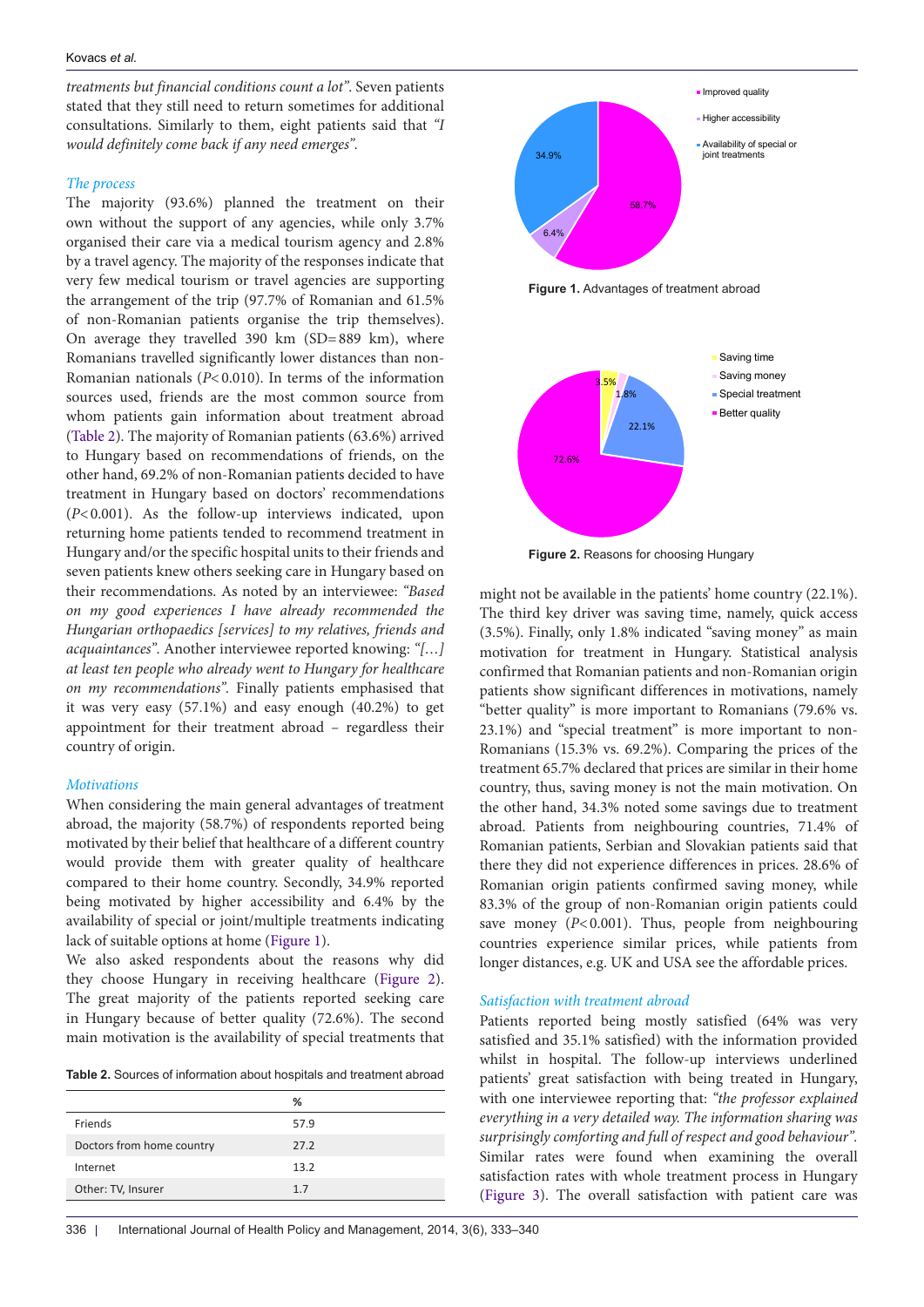*treatments but financial conditions count a lot".* Seven patients stated that they still need to return sometimes for additional consultations. Similarly to them, eight patients said that *"I would definitely come back if any need emerges".*

### *The process*

The majority (93.6%) planned the treatment on their own without the support of any agencies, while only 3.7% organised their care via a medical tourism agency and 2.8% by a travel agency. The majority of the responses indicate that very few medical tourism or travel agencies are supporting the arrangement of the trip (97.7% of Romanian and 61.5% of non-Romanian patients organise the trip themselves). On average they travelled 390 km (SD = 889 km), where Romanians travelled significantly lower distances than non-Romanian nationals ($P < 0.010$). In terms of the information sources used, friends are the most common source from whom patients gain information about treatment abroad (Table 2). The majority of Romanian patients (63.6%) arrived to Hungary based on recommendations of friends, on the other hand, 69.2% of non-Romanian patients decided to have treatment in Hungary based on doctors' recommendations ($P < 0.001$). As the follow-up interviews indicated, upon returning home patients tended to recommend treatment in Hungary and/or the specific hospital units to their friends and seven patients knew others seeking care in Hungary based on their recommendations. As noted by an interviewee: *"Based on my good experiences I have already recommended the Hungarian orthopaedics [services] to my relatives, friends and acquaintances".* Another interviewee reported knowing: *"[…] at least ten people who already went to Hungary for healthcare on my recommendations".* Finally patients emphasised that it was very easy (57.1%) and easy enough (40.2%) to get appointment for their treatment abroad – regardless their country of origin.

### *Motivations*

When considering the main general advantages of treatment abroad, the majority (58.7%) of respondents reported being motivated by their belief that healthcare of a different country would provide them with greater quality of healthcare compared to their home country. Secondly, 34.9% reported being motivated by higher accessibility and 6.4% by the availability of special or joint/multiple treatments indicating lack of suitable options at home (Figure 1).

We also asked respondents about the reasons why did they choose Hungary in receiving healthcare (Figure 2). The great majority of the patients reported seeking care in Hungary because of better quality (72.6%). The second main motivation is the availability of special treatments that might not be available in the patients' home country (22.1%). The third key driver was saving time, namely, quick access (3.5%). Finally, only 1.8% indicated "saving money" as main motivation for treatment in Hungary. Statistical analysis confirmed that Romanian patients and non-Romanian origin patients show significant differences in motivations, namely "better quality" is more important to Romanians (79.6% vs. 23.1%) and "special treatment" is more important to non-Romanians (15.3% vs. 69.2%). Comparing the prices of the treatment 65.7% declared that prices are similar in their home country, thus, saving money is not the main motivation. On the other hand, 34.3% noted some savings due to treatment abroad. Patients from neighbouring countries, 71.4% of Romanian patients, Serbian and Slovakian patients said that there they did not experience differences in prices. 28.6% of Romanian origin patients confirmed saving money, while 83.3% of the group of non-Romanian origin patients could save money ($P < 0.001$). Thus, people from neighbouring countries experience similar prices, while patients from longer distances, e.g. UK and USA see the affordable prices.

**Table 2.** Sources of information about hospitals and treatment abroad

| | % |
|---|---|
| Friends | 57.9 |
| Doctors from home country | 27.2 |
| Internet | 13.2 |
| Other: TV, Insurer | 1.7 |

**Figure 1.** Advantages of treatment abroad

**Figure 2.** Reasons for choosing Hungary

### *Satisfaction with treatment abroad*

Patients reported being mostly satisfied (64% was very satisfied and 35.1% satisfied) with the information provided whilst in hospital. The follow-up interviews underlined patients' great satisfaction with being treated in Hungary, with one interviewee reporting that: *"the professor explained everything in a very detailed way. The information sharing was surprisingly comforting and full of respect and good behaviour".* Similar rates were found when examining the overall satisfaction rates with whole treatment process in Hungary (Figure 3). The overall satisfaction with patient care was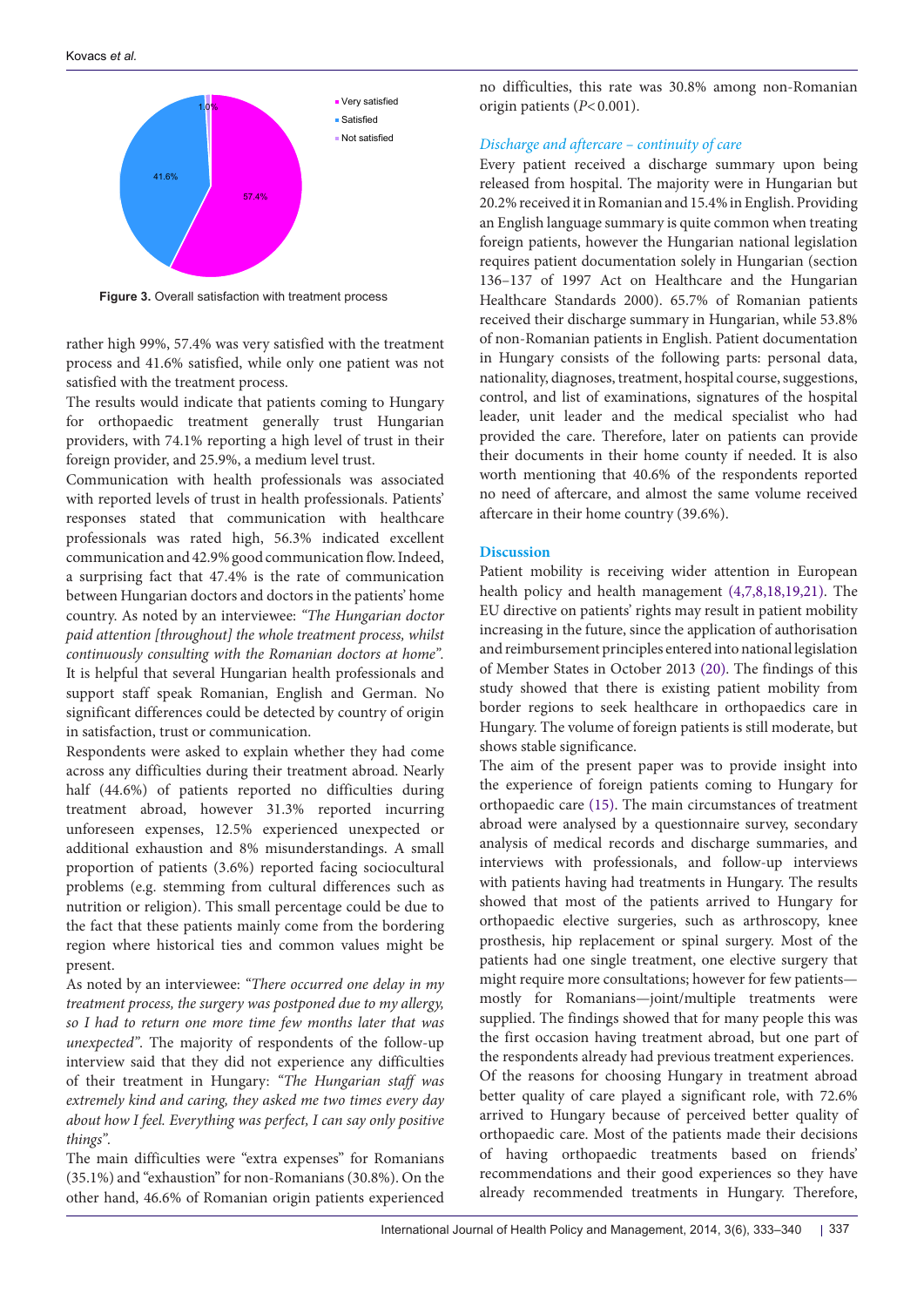Figure 3. Overall satisfaction with treatment process

rather high 99%, 57.4% was very satisfied with the treatment process and 41.6% satisfied, while only one patient was not satisfied with the treatment process.

The results would indicate that patients coming to Hungary for orthopaedic treatment generally trust Hungarian providers, with 74.1% reporting a high level of trust in their foreign provider, and 25.9%, a medium level trust.

Communication with health professionals was associated with reported levels of trust in health professionals. Patients' responses stated that communication with healthcare professionals was rated high, 56.3% indicated excellent communication and 42.9% good communication flow. Indeed, a surprising fact that 47.4% is the rate of communication between Hungarian doctors and doctors in the patients' home country. As noted by an interviewee: *"The Hungarian doctor paid attention [throughout] the whole treatment process, whilst continuously consulting with the Romanian doctors at home"*. It is helpful that several Hungarian health professionals and support staff speak Romanian, English and German. No significant differences could be detected by country of origin in satisfaction, trust or communication.

Respondents were asked to explain whether they had come across any difficulties during their treatment abroad. Nearly half (44.6%) of patients reported no difficulties during treatment abroad, however 31.3% reported incurring unforeseen expenses, 12.5% experienced unexpected or additional exhaustion and 8% misunderstandings. A small proportion of patients (3.6%) reported facing sociocultural problems (e.g. stemming from cultural differences such as nutrition or religion). This small percentage could be due to the fact that these patients mainly come from the bordering region where historical ties and common values might be present.

As noted by an interviewee: *"There occurred one delay in my treatment process, the surgery was postponed due to my allergy, so I had to return one more time few months later that was unexpected"*. The majority of respondents of the follow-up interview said that they did not experience any difficulties of their treatment in Hungary: *"The Hungarian staff was extremely kind and caring, they asked me two times every day about how I feel. Everything was perfect, I can say only positive things"*.

The main difficulties were "extra expenses" for Romanians (35.1%) and "exhaustion" for non-Romanians (30.8%). On the other hand, 46.6% of Romanian origin patients experienced no difficulties, this rate was 30.8% among non-Romanian origin patients ($P < 0.001$).

### *Discharge and aftercare – continuity of care*

Every patient received a discharge summary upon being released from hospital. The majority were in Hungarian but 20.2% received it in Romanian and 15.4% in English. Providing an English language summary is quite common when treating foreign patients, however the Hungarian national legislation requires patient documentation solely in Hungarian (section 136–137 of 1997 Act on Healthcare and the Hungarian Healthcare Standards 2000). 65.7% of Romanian patients received their discharge summary in Hungarian, while 53.8% of non-Romanian patients in English. Patient documentation in Hungary consists of the following parts: personal data, nationality, diagnoses, treatment, hospital course, suggestions, control, and list of examinations, signatures of the hospital leader, unit leader and the medical specialist who had provided the care. Therefore, later on patients can provide their documents in their home county if needed. It is also worth mentioning that 40.6% of the respondents reported no need of aftercare, and almost the same volume received aftercare in their home country (39.6%).

## Discussion

Patient mobility is receiving wider attention in European health policy and health management (4,7,8,18,19,21). The EU directive on patients' rights may result in patient mobility increasing in the future, since the application of authorisation and reimbursement principles entered into national legislation of Member States in October 2013 (20). The findings of this study showed that there is existing patient mobility from border regions to seek healthcare in orthopaedics care in Hungary. The volume of foreign patients is still moderate, but shows stable significance.

The aim of the present paper was to provide insight into the experience of foreign patients coming to Hungary for orthopaedic care (15). The main circumstances of treatment abroad were analysed by a questionnaire survey, secondary analysis of medical records and discharge summaries, and interviews with professionals, and follow-up interviews with patients having had treatments in Hungary. The results showed that most of the patients arrived to Hungary for orthopaedic elective surgeries, such as arthroscopy, knee prosthesis, hip replacement or spinal surgery. Most of the patients had one single treatment, one elective surgery that might require more consultations; however for few patients—mostly for Romanians—joint/multiple treatments were supplied. The findings showed that for many people this was the first occasion having treatment abroad, but one part of the respondents already had previous treatment experiences. Of the reasons for choosing Hungary in treatment abroad better quality of care played a significant role, with 72.6% arrived to Hungary because of perceived better quality of orthopaedic care. Most of the patients made their decisions of having orthopaedic treatments based on friends' recommendations and their good experiences so they have already recommended treatments in Hungary. Therefore,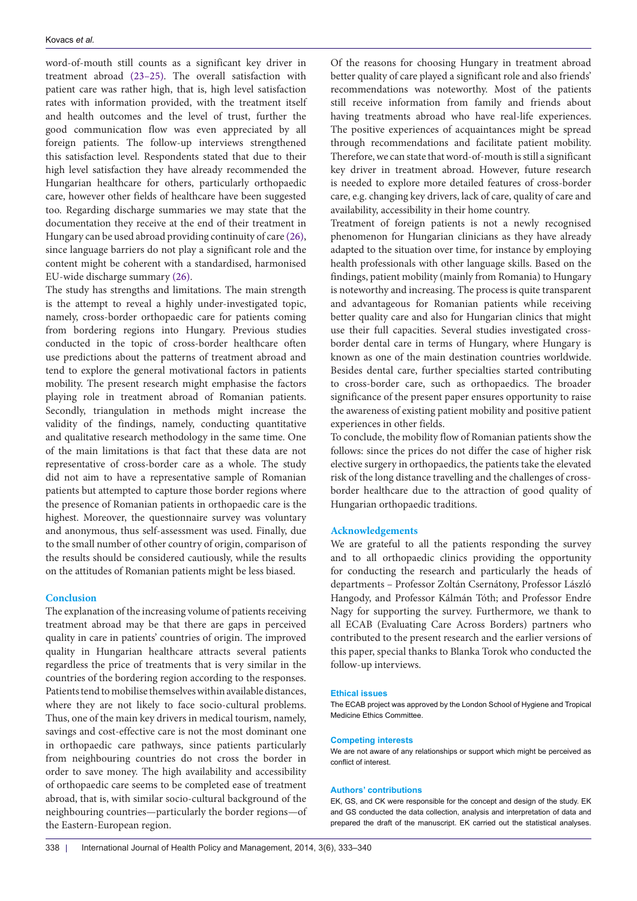word-of-mouth still counts as a significant key driver in treatment abroad (23–25). The overall satisfaction with patient care was rather high, that is, high level satisfaction rates with information provided, with the treatment itself and health outcomes and the level of trust, further the good communication flow was even appreciated by all foreign patients. The follow-up interviews strengthened this satisfaction level. Respondents stated that due to their high level satisfaction they have already recommended the Hungarian healthcare for others, particularly orthopaedic care, however other fields of healthcare have been suggested too. Regarding discharge summaries we may state that the documentation they receive at the end of their treatment in Hungary can be used abroad providing continuity of care (26), since language barriers do not play a significant role and the content might be coherent with a standardised, harmonised EU-wide discharge summary (26).

The study has strengths and limitations. The main strength is the attempt to reveal a highly under-investigated topic, namely, cross-border orthopaedic care for patients coming from bordering regions into Hungary. Previous studies conducted in the topic of cross-border healthcare often use predictions about the patterns of treatment abroad and tend to explore the general motivational factors in patients mobility. The present research might emphasise the factors playing role in treatment abroad of Romanian patients. Secondly, triangulation in methods might increase the validity of the findings, namely, conducting quantitative and qualitative research methodology in the same time. One of the main limitations is that fact that these data are not representative of cross-border care as a whole. The study did not aim to have a representative sample of Romanian patients but attempted to capture those border regions where the presence of Romanian patients in orthopaedic care is the highest. Moreover, the questionnaire survey was voluntary and anonymous, thus self-assessment was used. Finally, due to the small number of other country of origin, comparison of the results should be considered cautiously, while the results on the attitudes of Romanian patients might be less biased.

## Conclusion

The explanation of the increasing volume of patients receiving treatment abroad may be that there are gaps in perceived quality in care in patients' countries of origin. The improved quality in Hungarian healthcare attracts several patients regardless the price of treatments that is very similar in the countries of the bordering region according to the responses. Patients tend to mobilise themselves within available distances, where they are not likely to face socio-cultural problems. Thus, one of the main key drivers in medical tourism, namely, savings and cost-effective care is not the most dominant one in orthopaedic care pathways, since patients particularly from neighbouring countries do not cross the border in order to save money. The high availability and accessibility of orthopaedic care seems to be completed ease of treatment abroad, that is, with similar socio-cultural background of the neighbouring countries—particularly the border regions—of the Eastern-European region.

Of the reasons for choosing Hungary in treatment abroad better quality of care played a significant role and also friends' recommendations was noteworthy. Most of the patients still receive information from family and friends about having treatments abroad who have real-life experiences. The positive experiences of acquaintances might be spread through recommendations and facilitate patient mobility. Therefore, we can state that word-of-mouth is still a significant key driver in treatment abroad. However, future research is needed to explore more detailed features of cross-border care, e.g. changing key drivers, lack of care, quality of care and availability, accessibility in their home country.

Treatment of foreign patients is not a newly recognised phenomenon for Hungarian clinicians as they have already adapted to the situation over time, for instance by employing health professionals with other language skills. Based on the findings, patient mobility (mainly from Romania) to Hungary is noteworthy and increasing. The process is quite transparent and advantageous for Romanian patients while receiving better quality care and also for Hungarian clinics that might use their full capacities. Several studies investigated cross-border dental care in terms of Hungary, where Hungary is known as one of the main destination countries worldwide. Besides dental care, further specialties started contributing to cross-border care, such as orthopaedics. The broader significance of the present paper ensures opportunity to raise the awareness of existing patient mobility and positive patient experiences in other fields.

To conclude, the mobility flow of Romanian patients show the follows: since the prices do not differ the case of higher risk elective surgery in orthopaedics, the patients take the elevated risk of the long distance travelling and the challenges of cross-border healthcare due to the attraction of good quality of Hungarian orthopaedic traditions.

## Acknowledgements

We are grateful to all the patients responding the survey and to all orthopaedic clinics providing the opportunity for conducting the research and particularly the heads of departments – Professor Zoltán Csernátony, Professor László Hangody, and Professor Kálmán Tóth; and Professor Endre Nagy for supporting the survey. Furthermore, we thank to all ECAB (Evaluating Care Across Borders) partners who contributed to the present research and the earlier versions of this paper, special thanks to Blanka Torok who conducted the follow-up interviews.

### Ethical issues

The ECAB project was approved by the London School of Hygiene and Tropical Medicine Ethics Committee.

### Competing interests

We are not aware of any relationships or support which might be perceived as conflict of interest.

### Authors' contributions

EK, GS, and CK were responsible for the concept and design of the study. EK and GS conducted the data collection, analysis and interpretation of data and prepared the draft of the manuscript. EK carried out the statistical analyses.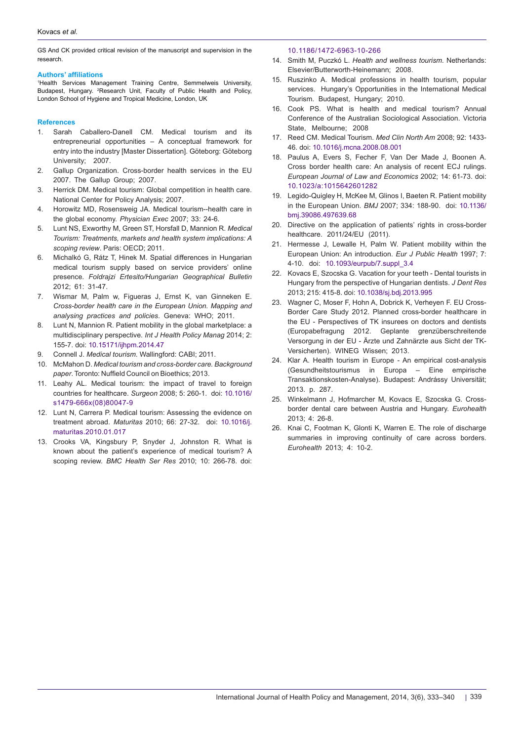GS And CK provided critical revision of the manuscript and supervision in the research.

### Authors' affiliations

[1]Health Services Management Training Centre, Semmelweis University, Budapest, Hungary. [2]Research Unit, Faculty of Public Health and Policy, London School of Hygiene and Tropical Medicine, London, UK

### References

1. Sarah Caballero-Danell CM. Medical tourism and its entrepreneurial opportunities – A conceptual framework for entry into the industry [Master Dissertation]. Göteborg: Göteborg University; 2007.
2. Gallup Organization. Cross-border health services in the EU 2007. The Gallup Group; 2007.
3. Herrick DM. Medical tourism: Global competition in health care. National Center for Policy Analysis; 2007.
4. Horowitz MD, Rosensweig JA. Medical tourism--health care in the global economy. *Physician Exec* 2007; 33: 24-6.
5. Lunt NS, Exworthy M, Green ST, Horsfall D, Mannion R. *Medical Tourism: Treatments, markets and health system implications: A scoping review*. Paris: OECD; 2011.
6. Michalkó G, Rátz T, Hinek M. Spatial differences in Hungarian medical tourism supply based on service providers' online presence. *Foldrajzi Ertesito/Hungarian Geographical Bulletin* 2012; 61: 31-47.
7. Wismar M, Palm w, Figueras J, Ernst K, van Ginneken E. *Cross-border health care in the European Union. Mapping and analysing practices and policies*. Geneva: WHO; 2011.
8. Lunt N, Mannion R. Patient mobility in the global marketplace: a multidisciplinary perspective. *Int J Health Policy Manag* 2014; 2: 155-7. doi: 10.15171/ijhpm.2014.47
9. Connell J. *Medical tourism*. Wallingford: CABI; 2011.
10. McMahon D. *Medical tourism and cross-border care. Background paper*. Toronto: Nuffield Council on Bioethics; 2013.
11. Leahy AL. Medical tourism: the impact of travel to foreign countries for healthcare. *Surgeon* 2008; 5: 260-1. doi: 10.1016/s1479-666x(08)80047-9
12. Lunt N, Carrera P. Medical tourism: Assessing the evidence on treatment abroad. *Maturitas* 2010; 66: 27-32. doi: 10.1016/j.maturitas.2010.01.017
13. Crooks VA, Kingsbury P, Snyder J, Johnston R. What is known about the patient's experience of medical tourism? A scoping review. *BMC Health Ser Res* 2010; 10: 266-78. doi: 10.1186/1472-6963-10-266
14. Smith M, Puczkó L. *Health and wellness tourism*. Netherlands: Elsevier/Butterworth-Heinemann; 2008.
15. Ruszinko A. Medical professions in health tourism, popular services. Hungary's Opportunities in the International Medical Tourism. Budapest, Hungary; 2010.
16. Cook PS. What is health and medical tourism? Annual Conference of the Australian Sociological Association. Victoria State, Melbourne; 2008
17. Reed CM. Medical Tourism. *Med Clin North Am* 2008; 92: 1433-46. doi: 10.1016/j.mcna.2008.08.001
18. Paulus A, Evers S, Fecher F, Van Der Made J, Boonen A. Cross border health care: An analysis of recent ECJ rulings. *European Journal of Law and Economics* 2002; 14: 61-73. doi: 10.1023/a:1015642601282
19. Legido-Quigley H, McKee M, Glinos I, Baeten R. Patient mobility in the European Union. *BMJ* 2007; 334: 188-90. doi: 10.1136/bmj.39086.497639.68
20. Directive on the application of patients' rights in cross-border healthcare. 2011/24/EU (2011).
21. Hermesse J, Lewalle H, Palm W. Patient mobility within the European Union: An introduction. *Eur J Public Health* 1997; 7: 4-10. doi: 10.1093/eurpub/7.suppl_3.4
22. Kovacs E, Szocska G. Vacation for your teeth - Dental tourists in Hungary from the perspective of Hungarian dentists. *J Dent Res* 2013; 215: 415-8. doi: 10.1038/sj.bdj.2013.995
23. Wagner C, Moser F, Hohn A, Dobrick K, Verheyen F. EU Cross-Border Care Study 2012. Planned cross-border healthcare in the EU - Perspectives of TK insurees on doctors and dentists (Europabefragung 2012. Geplante grenzüberschreitende Versorgung in der EU - Ärzte und Zahnärzte aus Sicht der TK-Versicherten). WINEG Wissen; 2013.
24. Klar A. Health tourism in Europe - An empirical cost-analysis (Gesundheitstourismus in Europa – Eine empirische Transaktionskosten-Analyse). Budapest: Andrássy Universität; 2013. p. 287.
25. Winkelmann J, Hofmarcher M, Kovacs E, Szocska G. Cross-border dental care between Austria and Hungary. *Eurohealth* 2013; 4: 26-8.
26. Knai C, Footman K, Glonti K, Warren E. The role of discharge summaries in improving continuity of care across borders. *Eurohealth* 2013; 4: 10-2.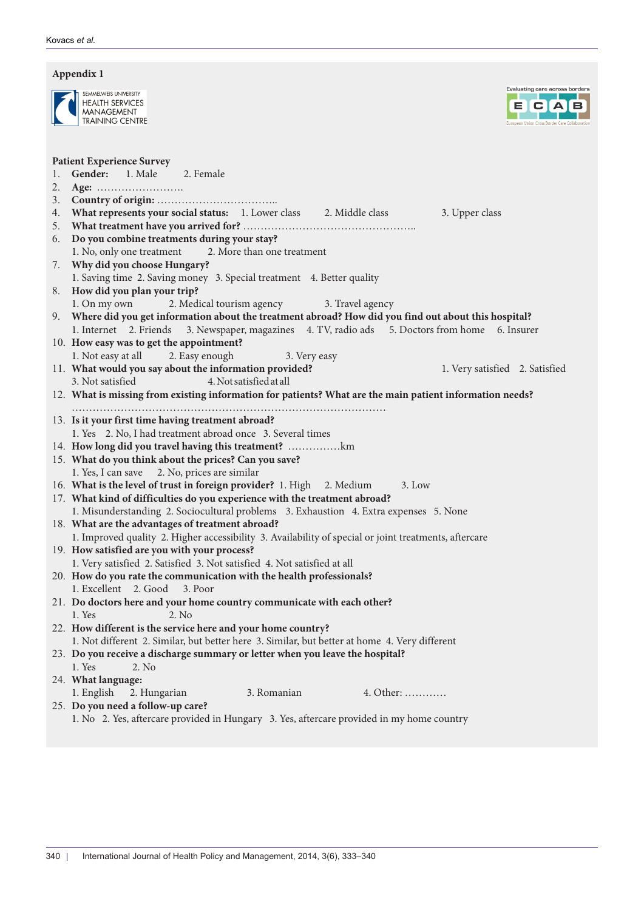## Appendix 1

SEMMELWEIS UNIVERSITY
HEALTH SERVICES MANAGEMENT TRAINING CENTRE

Evaluating care across borders
ECAB
European Union Cross Border Care Collaboration

**Patient Experience Survey**

1. **Gender:** 1. Male 2. Female
2. **Age:** ……………………
3. **Country of origin:** ……………………………..
4. **What represents your social status:** 1. Lower class 2. Middle class 3. Upper class
5. **What treatment have you arrived for?** …………………………………………..
6. **Do you combine treatments during your stay?**
   1. No, only one treatment 2. More than one treatment
7. **Why did you choose Hungary?**
   1. Saving time 2. Saving money 3. Special treatment 4. Better quality
8. **How did you plan your trip?**
   1. On my own 2. Medical tourism agency 3. Travel agency
9. **Where did you get information about the treatment abroad? How did you find out about this hospital?**
   1. Internet 2. Friends 3. Newspaper, magazines 4. TV, radio ads 5. Doctors from home 6. Insurer
10. **How easy was to get the appointment?**
    1. Not easy at all 2. Easy enough 3. Very easy
11. **What would you say about the information provided?** 1. Very satisfied 2. Satisfied 3. Not satisfied 4. Not satisfied at all
12. **What is missing from existing information for patients? What are the main patient information needs?**
    ……………………………………………………………………………
13. **Is it your first time having treatment abroad?**
    1. Yes 2. No, I had treatment abroad once 3. Several times
14. **How long did you travel having this treatment?** ……………km
15. **What do you think about the prices? Can you save?**
    1. Yes, I can save 2. No, prices are similar
16. **What is the level of trust in foreign provider?** 1. High 2. Medium 3. Low
17. **What kind of difficulties do you experience with the treatment abroad?**
    1. Misunderstanding 2. Sociocultural problems 3. Exhaustion 4. Extra expenses 5. None
18. **What are the advantages of treatment abroad?**
    1. Improved quality 2. Higher accessibility 3. Availability of special or joint treatments, aftercare
19. **How satisfied are you with your process?**
    1. Very satisfied 2. Satisfied 3. Not satisfied 4. Not satisfied at all
20. **How do you rate the communication with the health professionals?**
    1. Excellent 2. Good 3. Poor
21. **Do doctors here and your home country communicate with each other?**
    1. Yes 2. No
22. **How different is the service here and your home country?**
    1. Not different 2. Similar, but better here 3. Similar, but better at home 4. Very different
23. **Do you receive a discharge summary or letter when you leave the hospital?**
    1. Yes 2. No
24. **What language:**
    1. English 2. Hungarian 3. Romanian 4. Other: …………
25. **Do you need a follow-up care?**
    1. No 2. Yes, aftercare provided in Hungary 3. Yes, aftercare provided in my home country